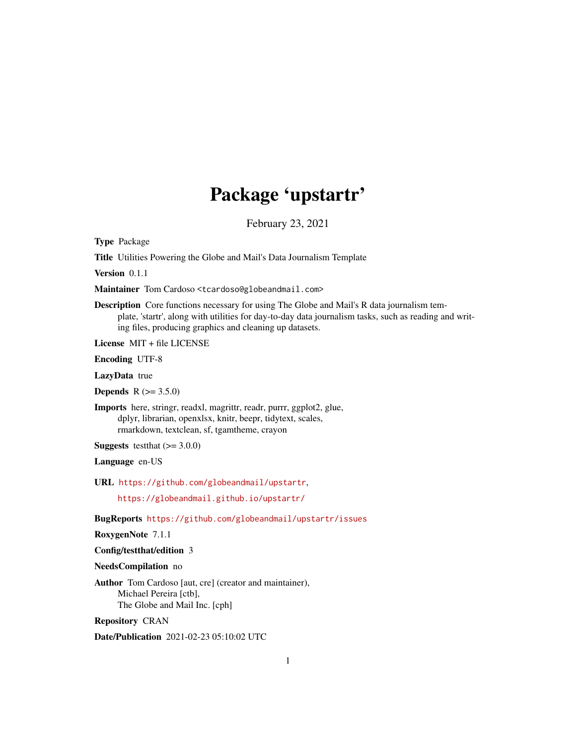# Package 'upstartr'

February 23, 2021

**Type** Package

**Title** Utilities Powering the Globe and Mail's Data Journalism Template

**Version** 0.1.1

**Maintainer** Tom Cardoso <tcardoso@globeandmail.com>

**Description** Core functions necessary for using The Globe and Mail's R data journalism template, 'startr', along with utilities for day-to-day data journalism tasks, such as reading and writing files, producing graphics and cleaning up datasets.

**License** MIT + file LICENSE

**Encoding** UTF-8

**LazyData** true

**Depends** R (>= 3.5.0)

**Imports** here, stringr, readxl, magrittr, readr, purrr, ggplot2, glue, dplyr, librarian, openxlsx, knitr, beepr, tidytext, scales, rmarkdown, textclean, sf, tgamtheme, crayon

**Suggests** testthat (>= 3.0.0)

**Language** en-US

**URL** https://github.com/globeandmail/upstartr,
https://globeandmail.github.io/upstartr/

**BugReports** https://github.com/globeandmail/upstartr/issues

**RoxygenNote** 7.1.1

**Config/testthat/edition** 3

**NeedsCompilation** no

**Author** Tom Cardoso [aut, cre] (creator and maintainer),
Michael Pereira [ctb],
The Globe and Mail Inc. [cph]

**Repository** CRAN

**Date/Publication** 2021-02-23 05:10:02 UTC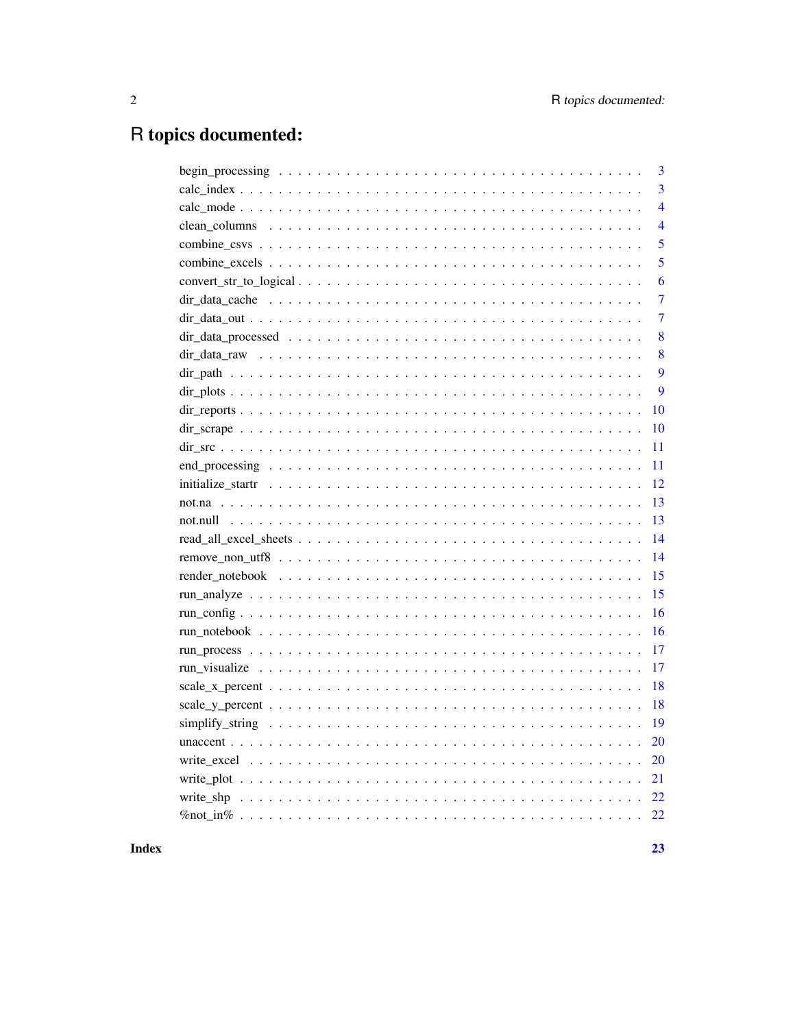# R topics documented:

begin_processing . . . . . . . . . . . . . . . . . . . . . . . . . . . . . . . . . . . . 3
calc_index . . . . . . . . . . . . . . . . . . . . . . . . . . . . . . . . . . . . . . . 3
calc_mode . . . . . . . . . . . . . . . . . . . . . . . . . . . . . . . . . . . . . . . 4
clean_columns . . . . . . . . . . . . . . . . . . . . . . . . . . . . . . . . . . . . . 4
combine_csvs . . . . . . . . . . . . . . . . . . . . . . . . . . . . . . . . . . . . . 5
combine_excels . . . . . . . . . . . . . . . . . . . . . . . . . . . . . . . . . . . . 5
convert_str_to_logical . . . . . . . . . . . . . . . . . . . . . . . . . . . . . . . . 6
dir_data_cache . . . . . . . . . . . . . . . . . . . . . . . . . . . . . . . . . . . . 7
dir_data_out . . . . . . . . . . . . . . . . . . . . . . . . . . . . . . . . . . . . . 7
dir_data_processed . . . . . . . . . . . . . . . . . . . . . . . . . . . . . . . . . 8
dir_data_raw . . . . . . . . . . . . . . . . . . . . . . . . . . . . . . . . . . . . . 8
dir_path . . . . . . . . . . . . . . . . . . . . . . . . . . . . . . . . . . . . . . . 9
dir_plots . . . . . . . . . . . . . . . . . . . . . . . . . . . . . . . . . . . . . . . 9
dir_reports . . . . . . . . . . . . . . . . . . . . . . . . . . . . . . . . . . . . . 10
dir_scrape . . . . . . . . . . . . . . . . . . . . . . . . . . . . . . . . . . . . . . 10
dir_src . . . . . . . . . . . . . . . . . . . . . . . . . . . . . . . . . . . . . . . 11
end_processing . . . . . . . . . . . . . . . . . . . . . . . . . . . . . . . . . . . 11
initialize_startr . . . . . . . . . . . . . . . . . . . . . . . . . . . . . . . . . . . 12
not.na . . . . . . . . . . . . . . . . . . . . . . . . . . . . . . . . . . . . . . . . 13
not.null . . . . . . . . . . . . . . . . . . . . . . . . . . . . . . . . . . . . . . . 13
read_all_excel_sheets . . . . . . . . . . . . . . . . . . . . . . . . . . . . . . . . 14
remove_non_utf8 . . . . . . . . . . . . . . . . . . . . . . . . . . . . . . . . . . 14
render_notebook . . . . . . . . . . . . . . . . . . . . . . . . . . . . . . . . . . 15
run_analyze . . . . . . . . . . . . . . . . . . . . . . . . . . . . . . . . . . . . . 15
run_config . . . . . . . . . . . . . . . . . . . . . . . . . . . . . . . . . . . . . . 16
run_notebook . . . . . . . . . . . . . . . . . . . . . . . . . . . . . . . . . . . . 16
run_process . . . . . . . . . . . . . . . . . . . . . . . . . . . . . . . . . . . . . 17
run_visualize . . . . . . . . . . . . . . . . . . . . . . . . . . . . . . . . . . . . 17
scale_x_percent . . . . . . . . . . . . . . . . . . . . . . . . . . . . . . . . . . . 18
scale_y_percent . . . . . . . . . . . . . . . . . . . . . . . . . . . . . . . . . . . 18
simplify_string . . . . . . . . . . . . . . . . . . . . . . . . . . . . . . . . . . . 19
unaccent . . . . . . . . . . . . . . . . . . . . . . . . . . . . . . . . . . . . . . . 20
write_excel . . . . . . . . . . . . . . . . . . . . . . . . . . . . . . . . . . . . . . 20
write_plot . . . . . . . . . . . . . . . . . . . . . . . . . . . . . . . . . . . . . . 21
write_shp . . . . . . . . . . . . . . . . . . . . . . . . . . . . . . . . . . . . . . . 22
%not_in% . . . . . . . . . . . . . . . . . . . . . . . . . . . . . . . . . . . . . . . 22

**Index** **23**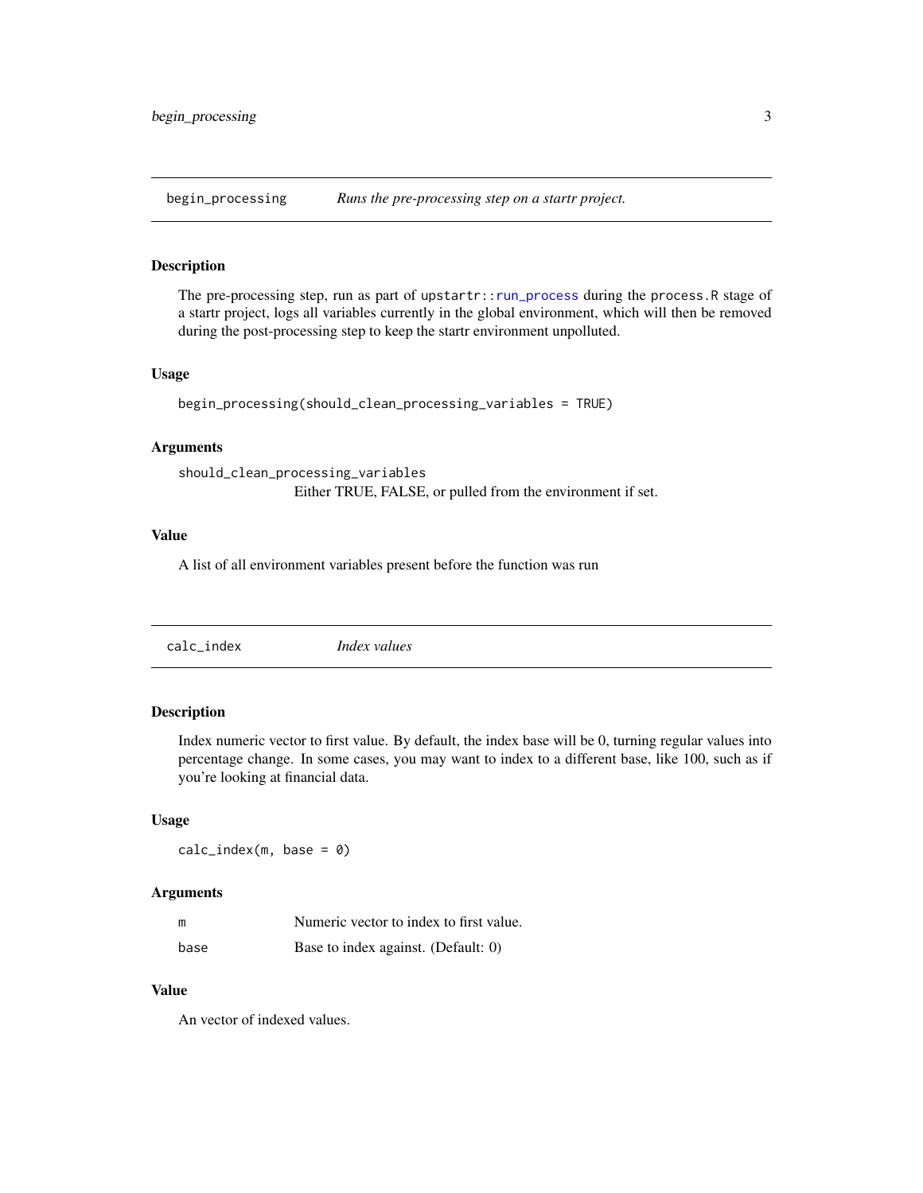## begin_processing — *Runs the pre-processing step on a startr project.*

### Description

The pre-processing step, run as part of `upstartr::run_process` during the `process.R` stage of a startr project, logs all variables currently in the global environment, which will then be removed during the post-processing step to keep the startr environment unpolluted.

### Usage

```
begin_processing(should_clean_processing_variables = TRUE)
```

### Arguments

| | |
|---|---|
| `should_clean_processing_variables` | Either TRUE, FALSE, or pulled from the environment if set. |

### Value

A list of all environment variables present before the function was run

## calc_index — *Index values*

### Description

Index numeric vector to first value. By default, the index base will be 0, turning regular values into percentage change. In some cases, you may want to index to a different base, like 100, such as if you're looking at financial data.

### Usage

```
calc_index(m, base = 0)
```

### Arguments

| | |
|---|---|
| `m` | Numeric vector to index to first value. |
| `base` | Base to index against. (Default: 0) |

### Value

An vector of indexed values.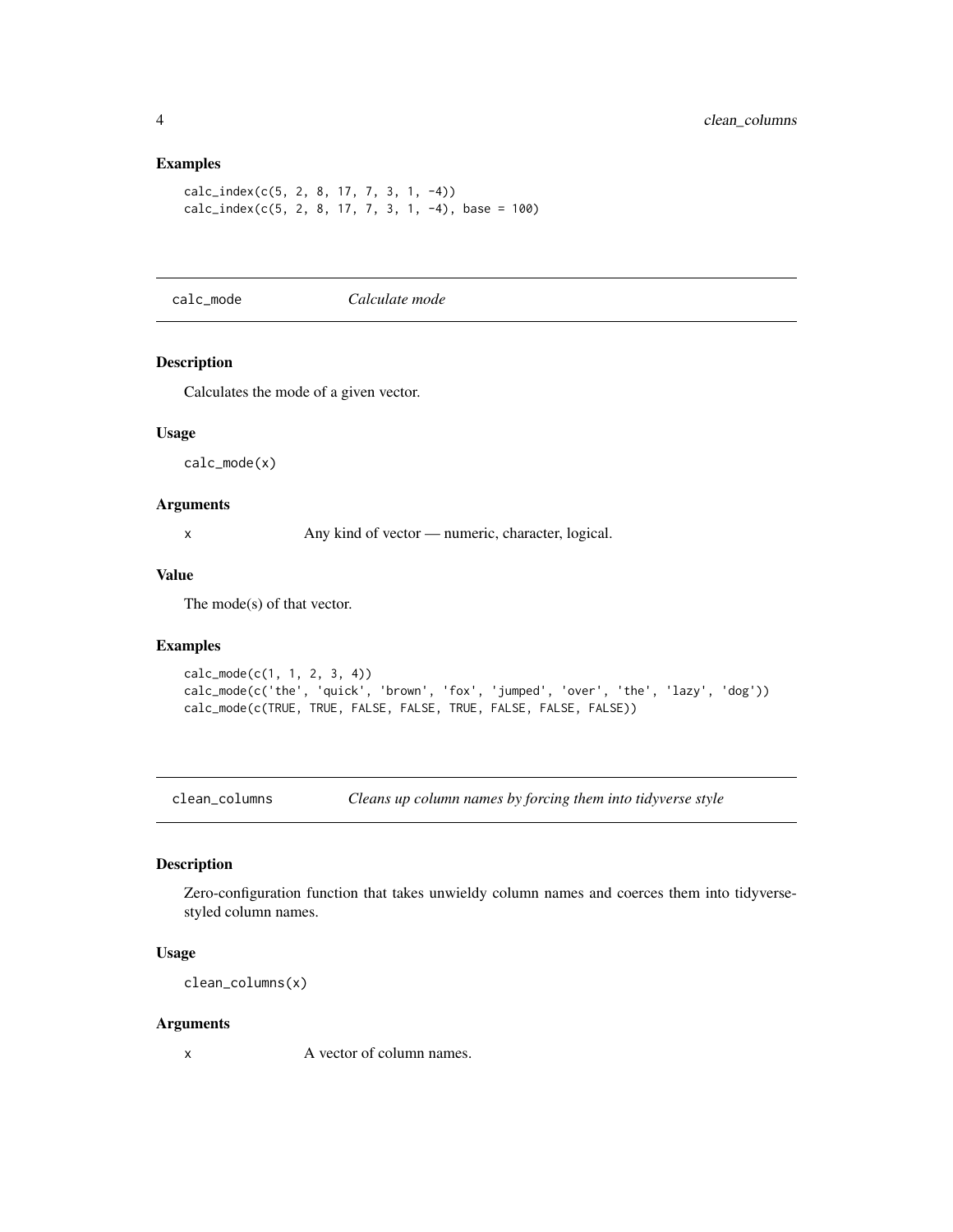### Examples

```
calc_index(c(5, 2, 8, 17, 7, 3, 1, -4))
calc_index(c(5, 2, 8, 17, 7, 3, 1, -4), base = 100)
```

---

## calc_mode *Calculate mode*

---

### Description

Calculates the mode of a given vector.

### Usage

```
calc_mode(x)
```

### Arguments

| | |
|---|---|
| x | Any kind of vector — numeric, character, logical. |

### Value

The mode(s) of that vector.

### Examples

```
calc_mode(c(1, 1, 2, 3, 4))
calc_mode(c('the', 'quick', 'brown', 'fox', 'jumped', 'over', 'the', 'lazy', 'dog'))
calc_mode(c(TRUE, TRUE, FALSE, FALSE, TRUE, FALSE, FALSE, FALSE))
```

---

## clean_columns *Cleans up column names by forcing them into tidyverse style*

---

### Description

Zero-configuration function that takes unwieldy column names and coerces them into tidyverse-styled column names.

### Usage

```
clean_columns(x)
```

### Arguments

| | |
|---|---|
| x | A vector of column names. |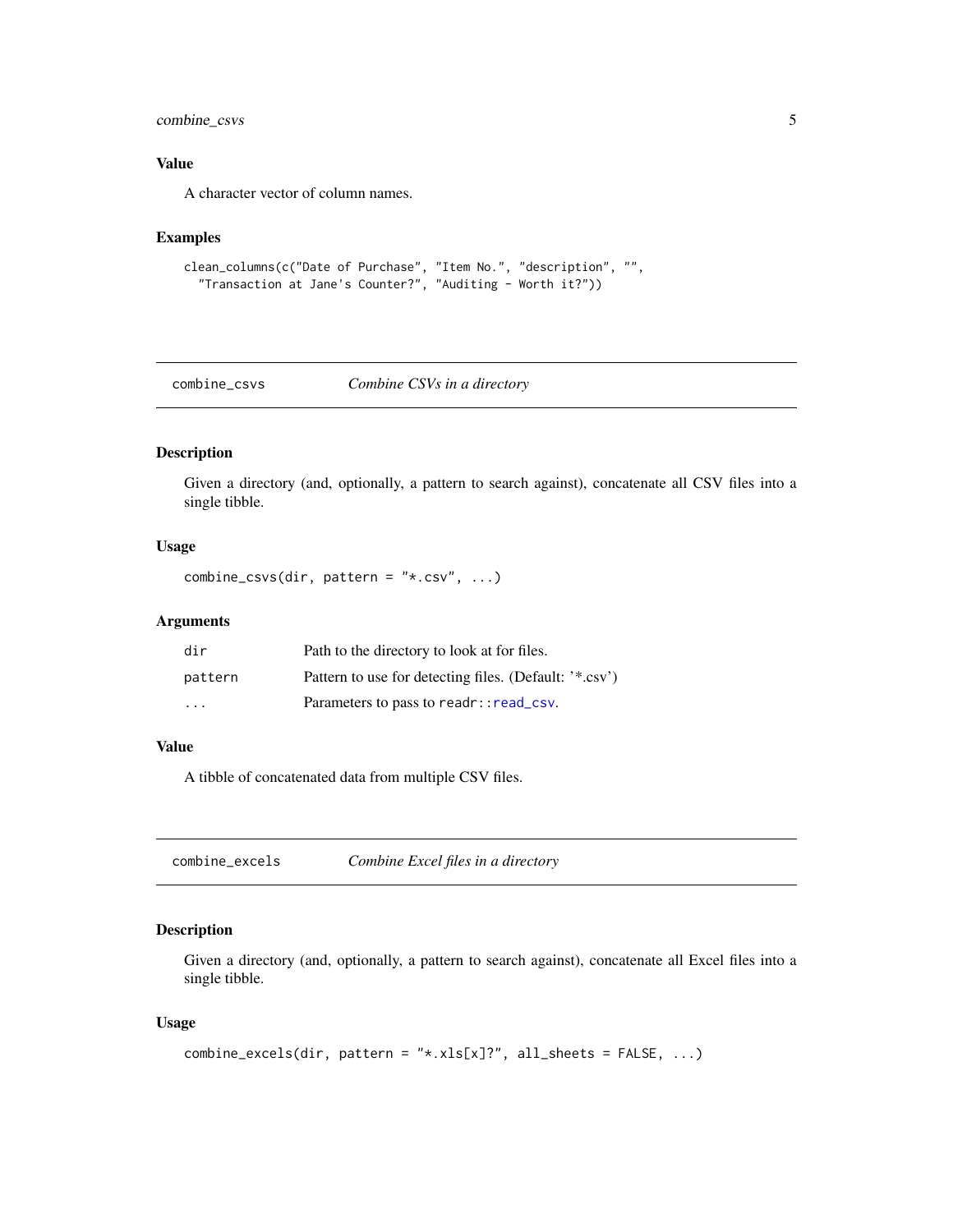### Value

A character vector of column names.

### Examples

```
clean_columns(c("Date of Purchase", "Item No.", "description", "",
  "Transaction at Jane's Counter?", "Auditing - Worth it?"))
```

---

## combine_csvs &nbsp;&nbsp;&nbsp; *Combine CSVs in a directory*

---

### Description

Given a directory (and, optionally, a pattern to search against), concatenate all CSV files into a single tibble.

### Usage

```
combine_csvs(dir, pattern = "*.csv", ...)
```

### Arguments

| | |
|---|---|
| `dir` | Path to the directory to look at for files. |
| `pattern` | Pattern to use for detecting files. (Default: '*.csv') |
| `...` | Parameters to pass to `readr::read_csv`. |

### Value

A tibble of concatenated data from multiple CSV files.

---

## combine_excels &nbsp;&nbsp;&nbsp; *Combine Excel files in a directory*

---

### Description

Given a directory (and, optionally, a pattern to search against), concatenate all Excel files into a single tibble.

### Usage

```
combine_excels(dir, pattern = "*.xls[x]?", all_sheets = FALSE, ...)
```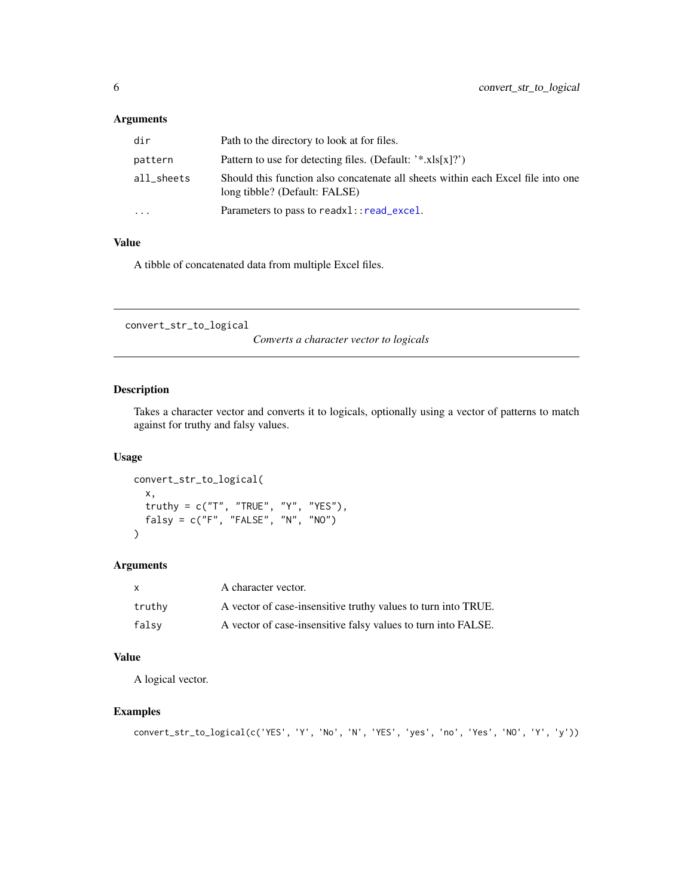### Arguments

| | |
|---|---|
| `dir` | Path to the directory to look at for files. |
| `pattern` | Pattern to use for detecting files. (Default: '*.xls[x]?') |
| `all_sheets` | Should this function also concatenate all sheets within each Excel file into one long tibble? (Default: FALSE) |
| `...` | Parameters to pass to `readxl::read_excel`. |

### Value

A tibble of concatenated data from multiple Excel files.

---

## convert_str_to_logical

*Converts a character vector to logicals*

---

### Description

Takes a character vector and converts it to logicals, optionally using a vector of patterns to match against for truthy and falsy values.

### Usage

```
convert_str_to_logical(
  x,
  truthy = c("T", "TRUE", "Y", "YES"),
  falsy = c("F", "FALSE", "N", "NO")
)
```

### Arguments

| | |
|---|---|
| `x` | A character vector. |
| `truthy` | A vector of case-insensitive truthy values to turn into TRUE. |
| `falsy` | A vector of case-insensitive falsy values to turn into FALSE. |

### Value

A logical vector.

### Examples

```
convert_str_to_logical(c('YES', 'Y', 'No', 'N', 'YES', 'yes', 'no', 'Yes', 'NO', 'Y', 'y'))
```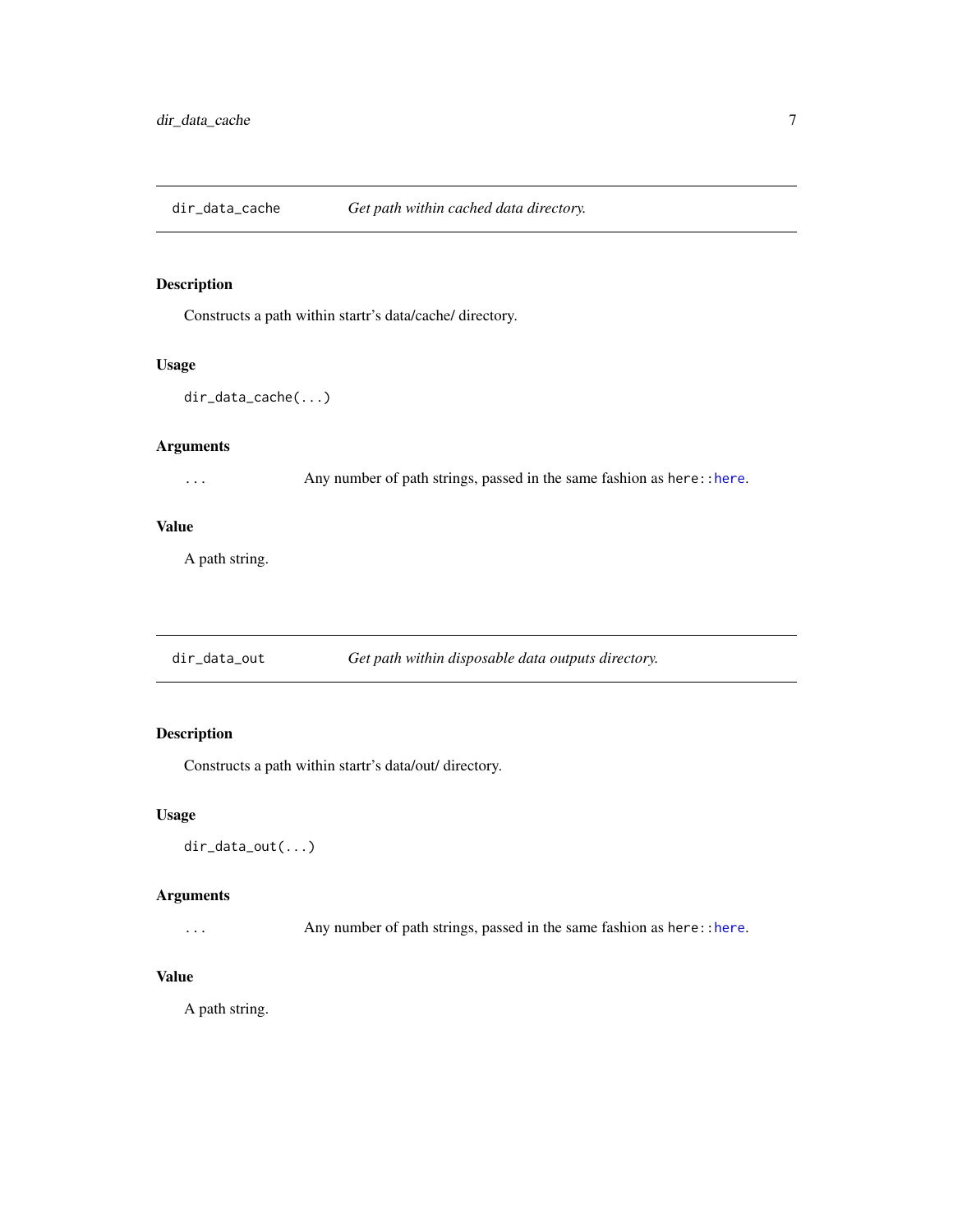## dir_data_cache — *Get path within cached data directory.*

### Description

Constructs a path within startr's data/cache/ directory.

### Usage

```
dir_data_cache(...)
```

### Arguments

| | |
|---|---|
| `...` | Any number of path strings, passed in the same fashion as `here::here`. |

### Value

A path string.

## dir_data_out — *Get path within disposable data outputs directory.*

### Description

Constructs a path within startr's data/out/ directory.

### Usage

```
dir_data_out(...)
```

### Arguments

| | |
|---|---|
| `...` | Any number of path strings, passed in the same fashion as `here::here`. |

### Value

A path string.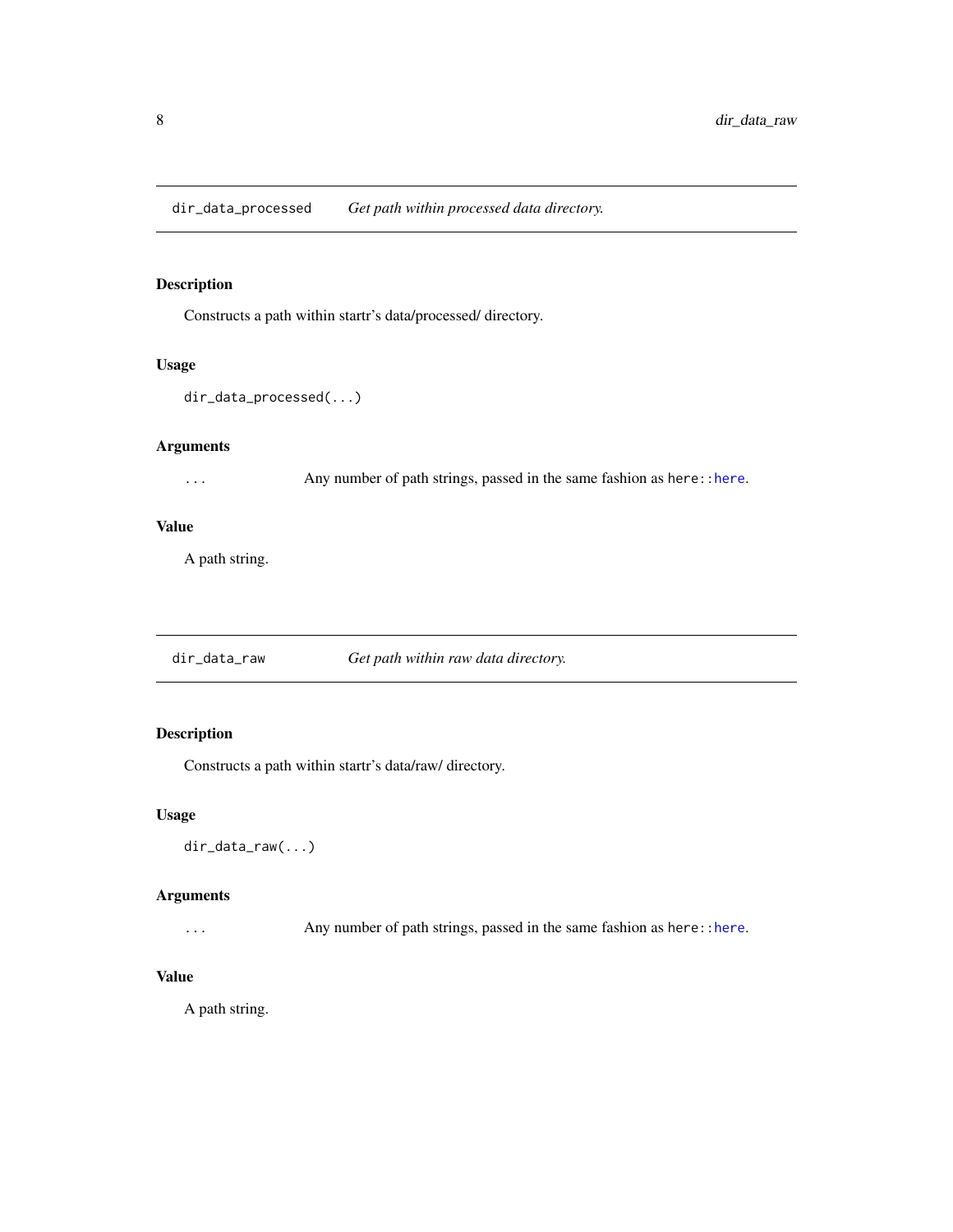## dir_data_processed — *Get path within processed data directory.*

### Description

Constructs a path within startr's data/processed/ directory.

### Usage

```
dir_data_processed(...)
```

### Arguments

| | |
|---|---|
| `...` | Any number of path strings, passed in the same fashion as `here::here`. |

### Value

A path string.

## dir_data_raw — *Get path within raw data directory.*

### Description

Constructs a path within startr's data/raw/ directory.

### Usage

```
dir_data_raw(...)
```

### Arguments

| | |
|---|---|
| `...` | Any number of path strings, passed in the same fashion as `here::here`. |

### Value

A path string.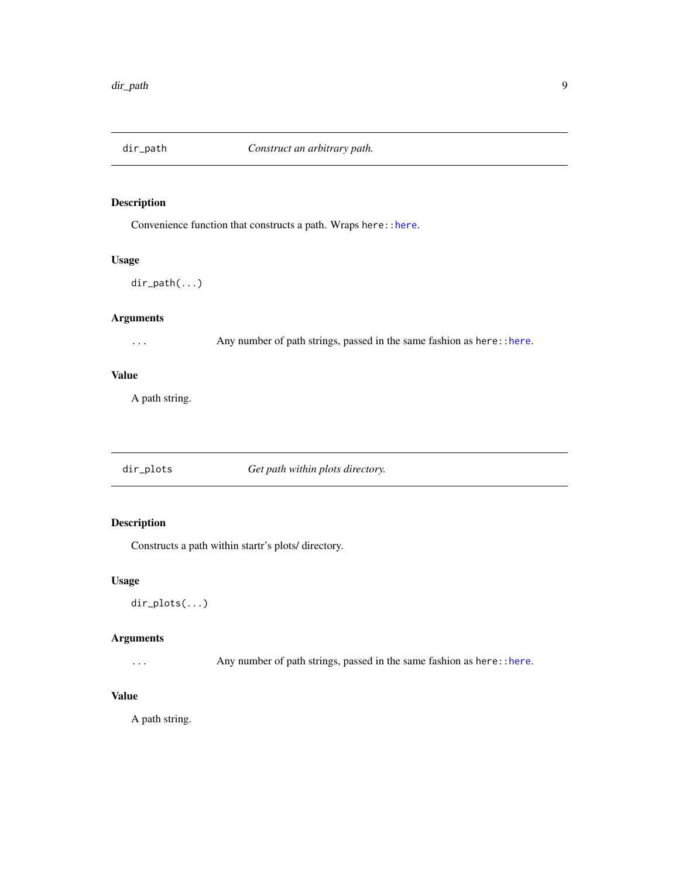## dir_path — *Construct an arbitrary path.*

### Description

Convenience function that constructs a path. Wraps `here::here`.

### Usage

```
dir_path(...)
```

### Arguments

| | |
|---|---|
| `...` | Any number of path strings, passed in the same fashion as `here::here`. |

### Value

A path string.

## dir_plots — *Get path within plots directory.*

### Description

Constructs a path within startr's plots/ directory.

### Usage

```
dir_plots(...)
```

### Arguments

| | |
|---|---|
| `...` | Any number of path strings, passed in the same fashion as `here::here`. |

### Value

A path string.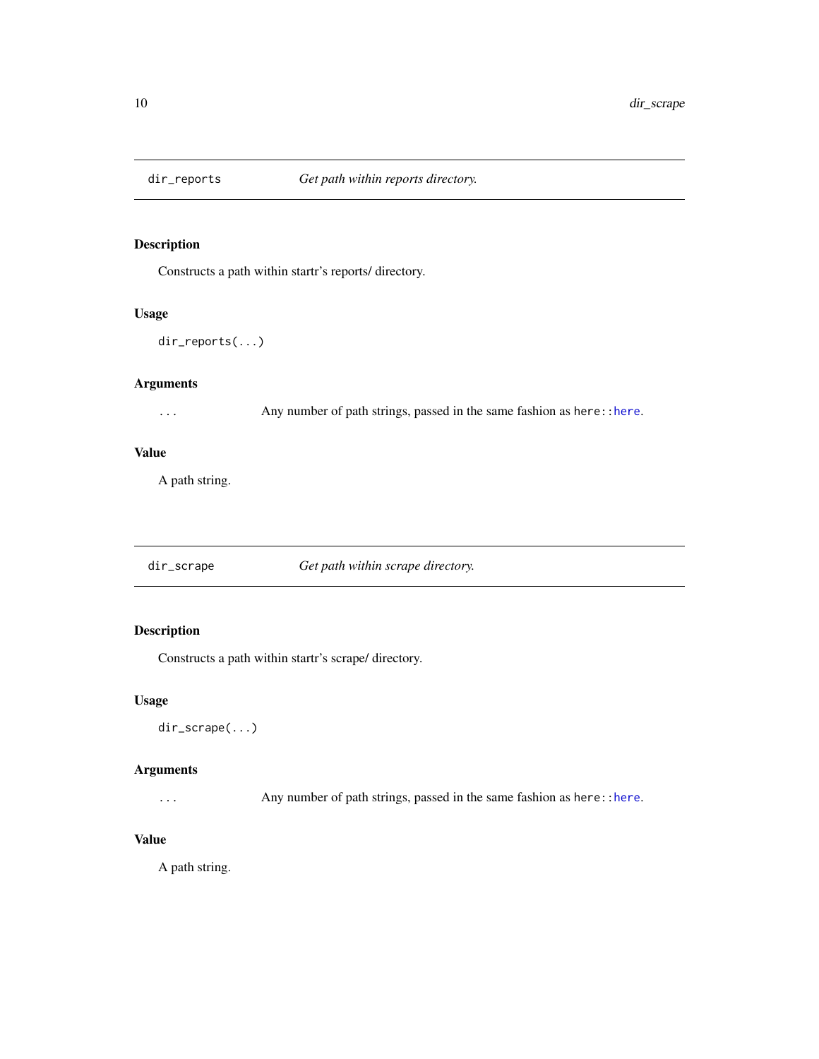## dir_reports — *Get path within reports directory.*

### Description

Constructs a path within startr's reports/ directory.

### Usage

```
dir_reports(...)
```

### Arguments

| | |
|---|---|
| `...` | Any number of path strings, passed in the same fashion as `here::here`. |

### Value

A path string.

## dir_scrape — *Get path within scrape directory.*

### Description

Constructs a path within startr's scrape/ directory.

### Usage

```
dir_scrape(...)
```

### Arguments

| | |
|---|---|
| `...` | Any number of path strings, passed in the same fashion as `here::here`. |

### Value

A path string.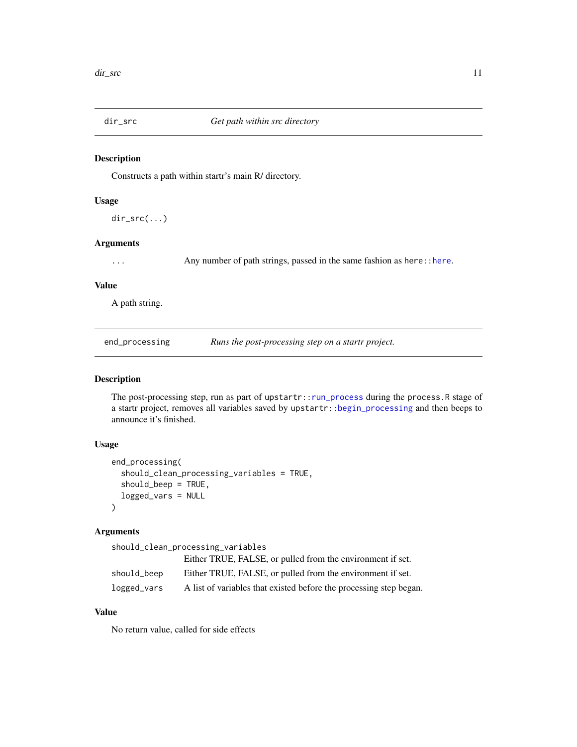## dir_src — *Get path within src directory*

### Description

Constructs a path within startr's main R/ directory.

### Usage

```
dir_src(...)
```

### Arguments

| | |
|---|---|
| `...` | Any number of path strings, passed in the same fashion as `here::here`. |

### Value

A path string.

## end_processing — *Runs the post-processing step on a startr project.*

### Description

The post-processing step, run as part of `upstartr::run_process` during the `process.R` stage of a startr project, removes all variables saved by `upstartr::begin_processing` and then beeps to announce it's finished.

### Usage

```
end_processing(
  should_clean_processing_variables = TRUE,
  should_beep = TRUE,
  logged_vars = NULL
)
```

### Arguments

| | |
|---|---|
| `should_clean_processing_variables` | Either TRUE, FALSE, or pulled from the environment if set. |
| `should_beep` | Either TRUE, FALSE, or pulled from the environment if set. |
| `logged_vars` | A list of variables that existed before the processing step began. |

### Value

No return value, called for side effects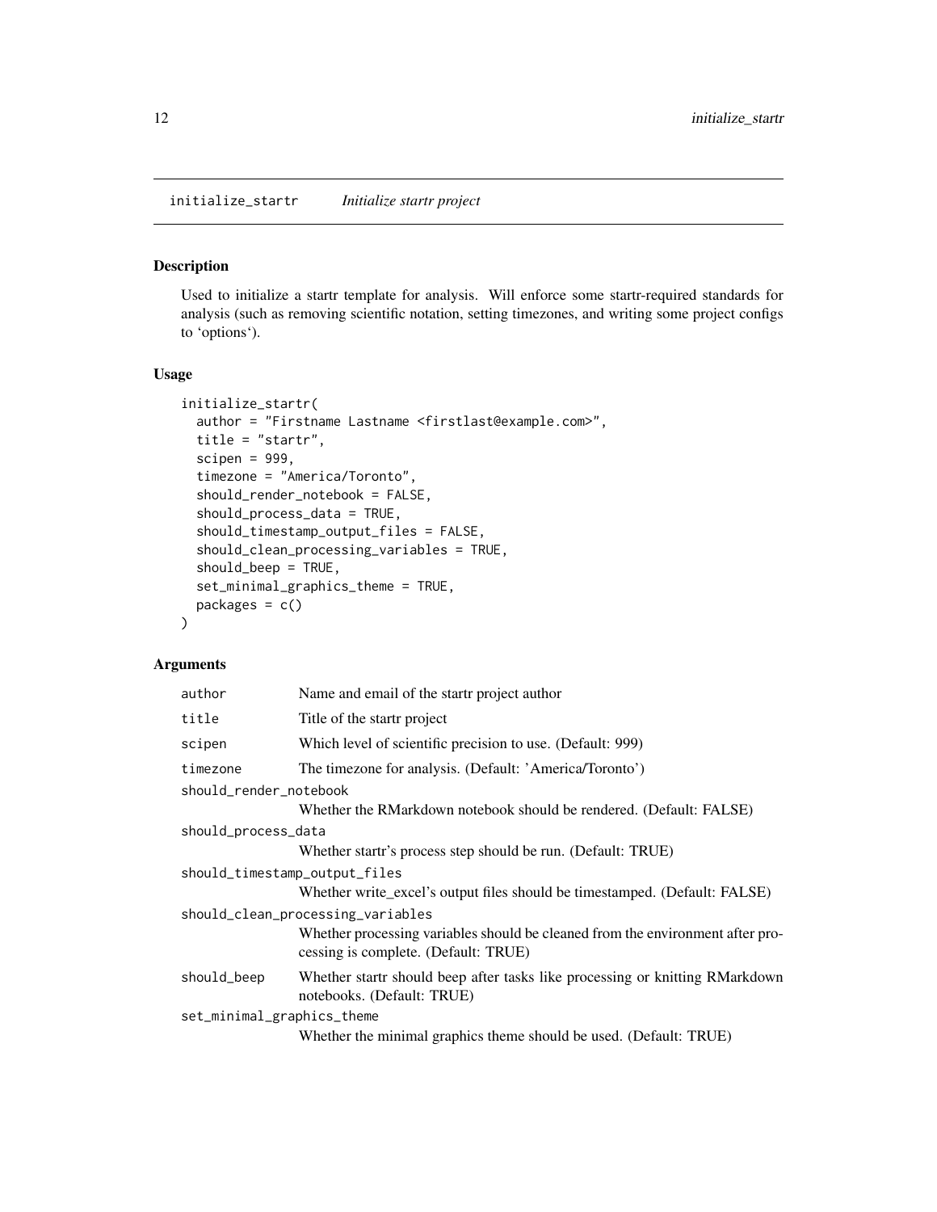## initialize_startr — *Initialize startr project*

### Description

Used to initialize a startr template for analysis. Will enforce some startr-required standards for analysis (such as removing scientific notation, setting timezones, and writing some project configs to 'options').

### Usage

```
initialize_startr(
  author = "Firstname Lastname <firstlast@example.com>",
  title = "startr",
  scipen = 999,
  timezone = "America/Toronto",
  should_render_notebook = FALSE,
  should_process_data = TRUE,
  should_timestamp_output_files = FALSE,
  should_clean_processing_variables = TRUE,
  should_beep = TRUE,
  set_minimal_graphics_theme = TRUE,
  packages = c()
)
```

### Arguments

| Argument | Description |
|---|---|
| `author` | Name and email of the startr project author |
| `title` | Title of the startr project |
| `scipen` | Which level of scientific precision to use. (Default: 999) |
| `timezone` | The timezone for analysis. (Default: 'America/Toronto') |
| `should_render_notebook` | Whether the RMarkdown notebook should be rendered. (Default: FALSE) |
| `should_process_data` | Whether startr's process step should be run. (Default: TRUE) |
| `should_timestamp_output_files` | Whether write_excel's output files should be timestamped. (Default: FALSE) |
| `should_clean_processing_variables` | Whether processing variables should be cleaned from the environment after processing is complete. (Default: TRUE) |
| `should_beep` | Whether startr should beep after tasks like processing or knitting RMarkdown notebooks. (Default: TRUE) |
| `set_minimal_graphics_theme` | Whether the minimal graphics theme should be used. (Default: TRUE) |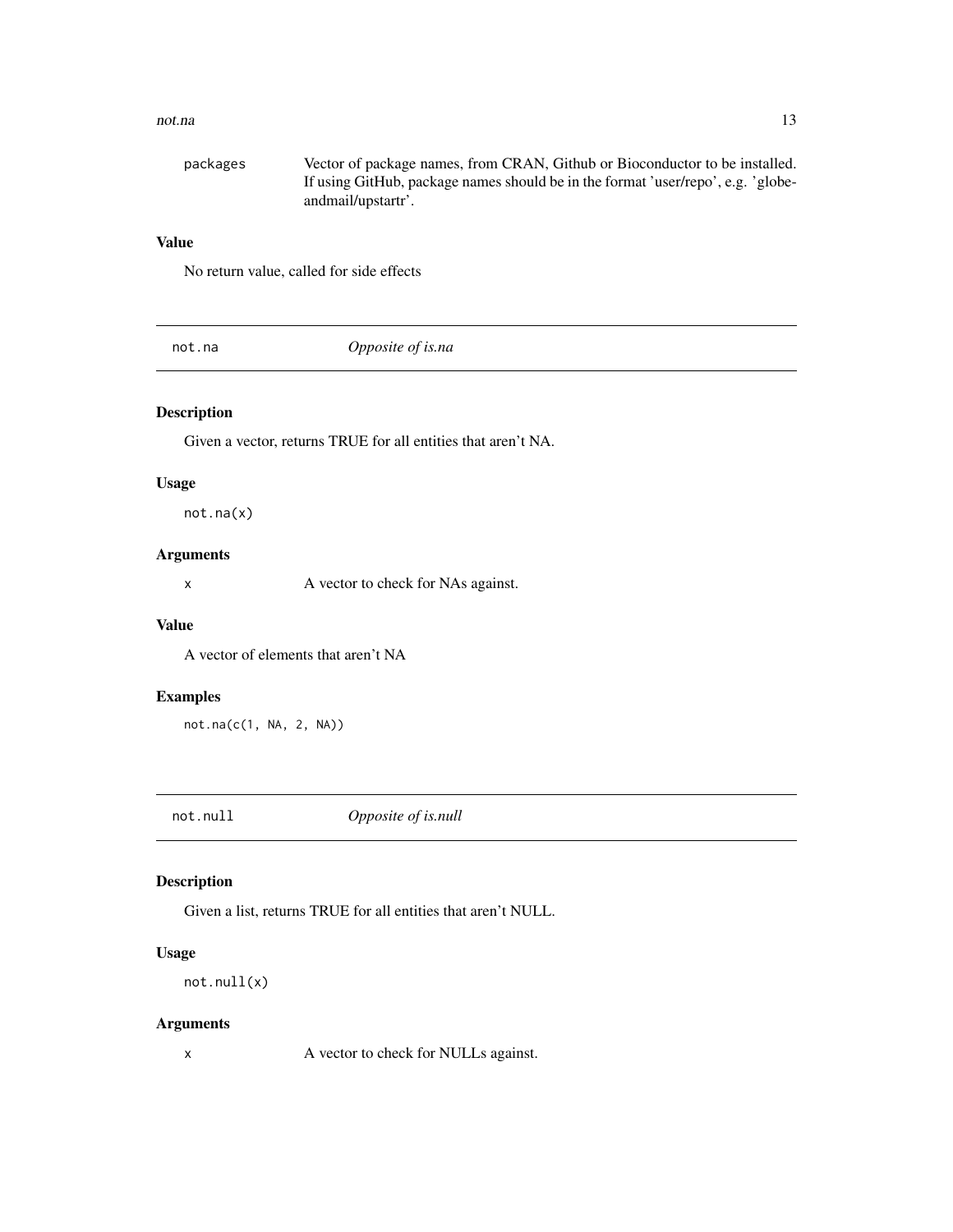| | |
|---|---|
| packages | Vector of package names, from CRAN, Github or Bioconductor to be installed. If using GitHub, package names should be in the format 'user/repo', e.g. 'globeandmail/upstartr'. |

### Value

No return value, called for side effects

## not.na — *Opposite of is.na*

### Description

Given a vector, returns TRUE for all entities that aren't NA.

### Usage

```
not.na(x)
```

### Arguments

| | |
|---|---|
| x | A vector to check for NAs against. |

### Value

A vector of elements that aren't NA

### Examples

```
not.na(c(1, NA, 2, NA))
```

## not.null — *Opposite of is.null*

### Description

Given a list, returns TRUE for all entities that aren't NULL.

### Usage

```
not.null(x)
```

### Arguments

| | |
|---|---|
| x | A vector to check for NULLs against. |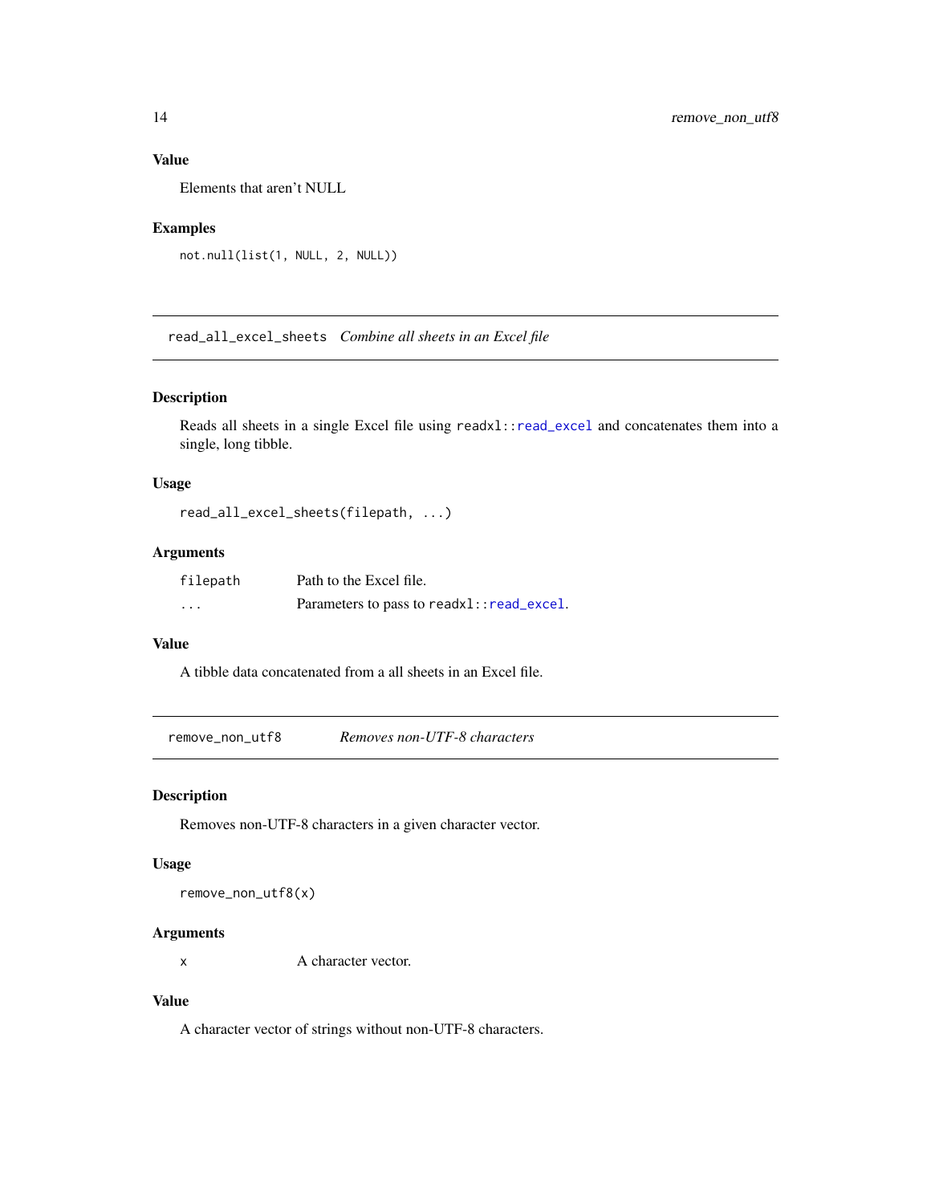### Value

Elements that aren't NULL

### Examples

```
not.null(list(1, NULL, 2, NULL))
```

---

## read_all_excel_sheets *Combine all sheets in an Excel file*

### Description

Reads all sheets in a single Excel file using `readxl::read_excel` and concatenates them into a single, long tibble.

### Usage

```
read_all_excel_sheets(filepath, ...)
```

### Arguments

| | |
|---|---|
| `filepath` | Path to the Excel file. |
| `...` | Parameters to pass to `readxl::read_excel`. |

### Value

A tibble data concatenated from a all sheets in an Excel file.

---

## remove_non_utf8 *Removes non-UTF-8 characters*

### Description

Removes non-UTF-8 characters in a given character vector.

### Usage

```
remove_non_utf8(x)
```

### Arguments

| | |
|---|---|
| `x` | A character vector. |

### Value

A character vector of strings without non-UTF-8 characters.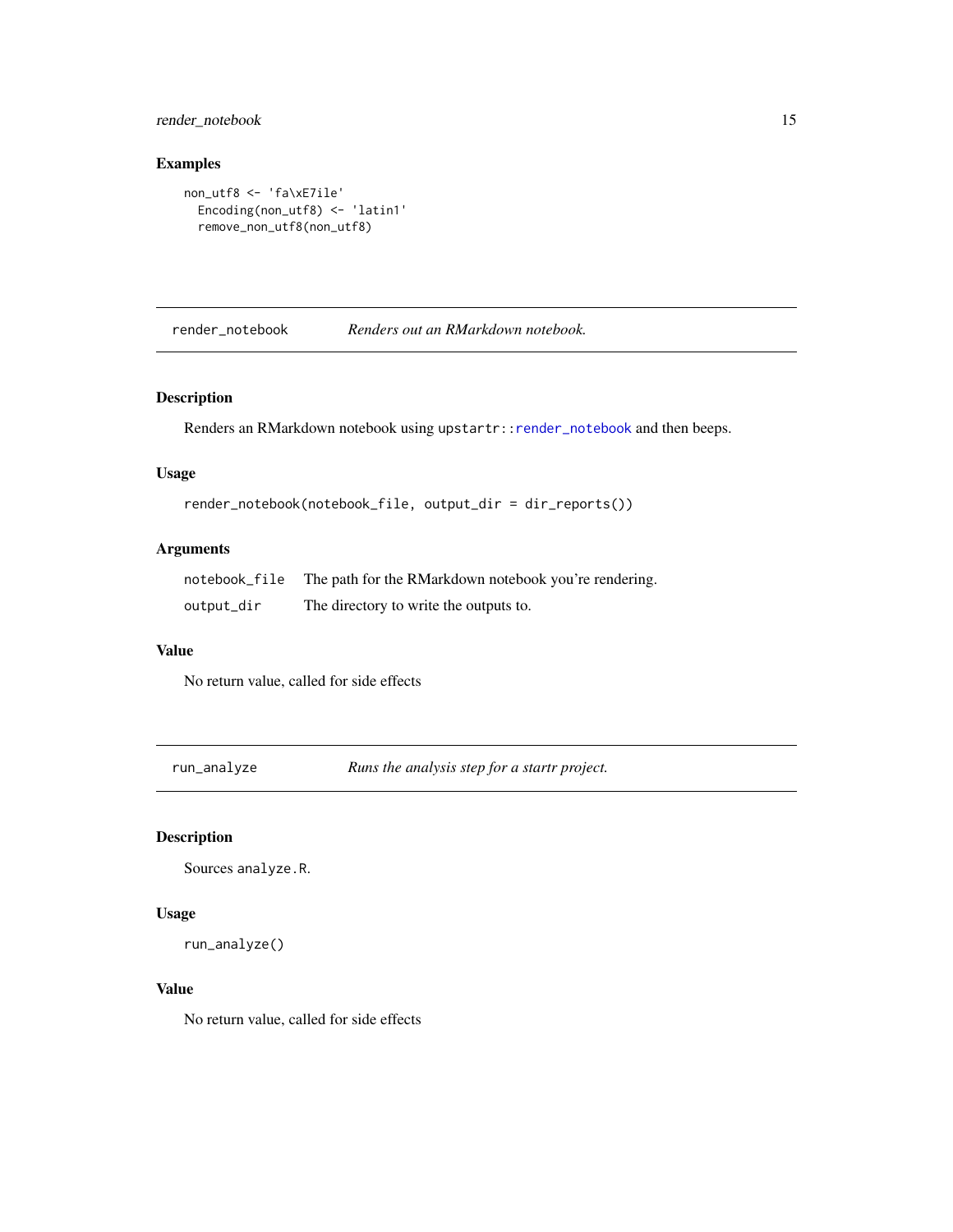### Examples

```
non_utf8 <- 'fa\xE7ile'
  Encoding(non_utf8) <- 'latin1'
  remove_non_utf8(non_utf8)
```

---

## render_notebook — *Renders out an RMarkdown notebook.*

### Description

Renders an RMarkdown notebook using `upstartr::render_notebook` and then beeps.

### Usage

```
render_notebook(notebook_file, output_dir = dir_reports())
```

### Arguments

| | |
|---|---|
| `notebook_file` | The path for the RMarkdown notebook you're rendering. |
| `output_dir` | The directory to write the outputs to. |

### Value

No return value, called for side effects

---

## run_analyze — *Runs the analysis step for a startr project.*

### Description

Sources `analyze.R`.

### Usage

```
run_analyze()
```

### Value

No return value, called for side effects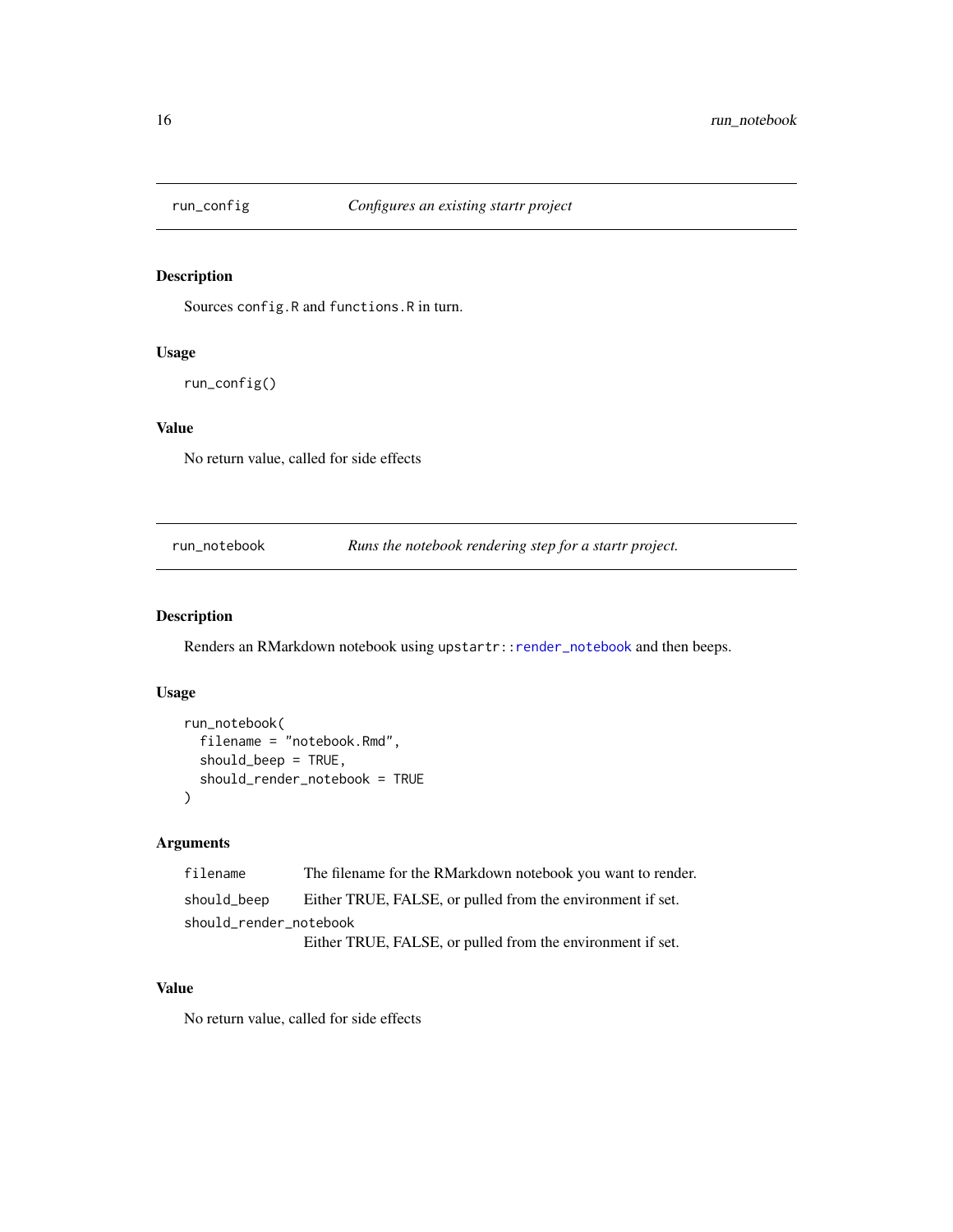## run_config — *Configures an existing startr project*

### Description

Sources `config.R` and `functions.R` in turn.

### Usage

```
run_config()
```

### Value

No return value, called for side effects

## run_notebook — *Runs the notebook rendering step for a startr project.*

### Description

Renders an RMarkdown notebook using `upstartr::render_notebook` and then beeps.

### Usage

```
run_notebook(
  filename = "notebook.Rmd",
  should_beep = TRUE,
  should_render_notebook = TRUE
)
```

### Arguments

| | |
|---|---|
| `filename` | The filename for the RMarkdown notebook you want to render. |
| `should_beep` | Either TRUE, FALSE, or pulled from the environment if set. |
| `should_render_notebook` | Either TRUE, FALSE, or pulled from the environment if set. |

### Value

No return value, called for side effects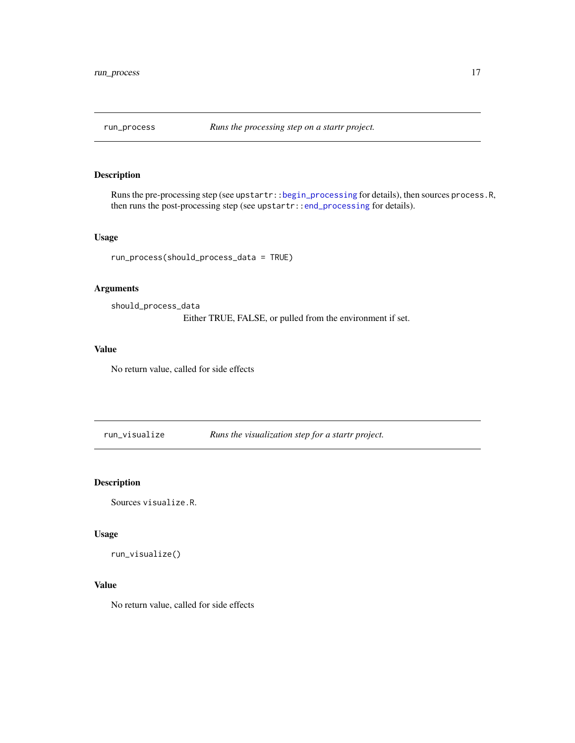## run_process — *Runs the processing step on a startr project.*

### Description

Runs the pre-processing step (see `upstartr::begin_processing` for details), then sources `process.R`, then runs the post-processing step (see `upstartr::end_processing` for details).

### Usage

```
run_process(should_process_data = TRUE)
```

### Arguments

`should_process_data`
: Either TRUE, FALSE, or pulled from the environment if set.

### Value

No return value, called for side effects

## run_visualize — *Runs the visualization step for a startr project.*

### Description

Sources `visualize.R`.

### Usage

```
run_visualize()
```

### Value

No return value, called for side effects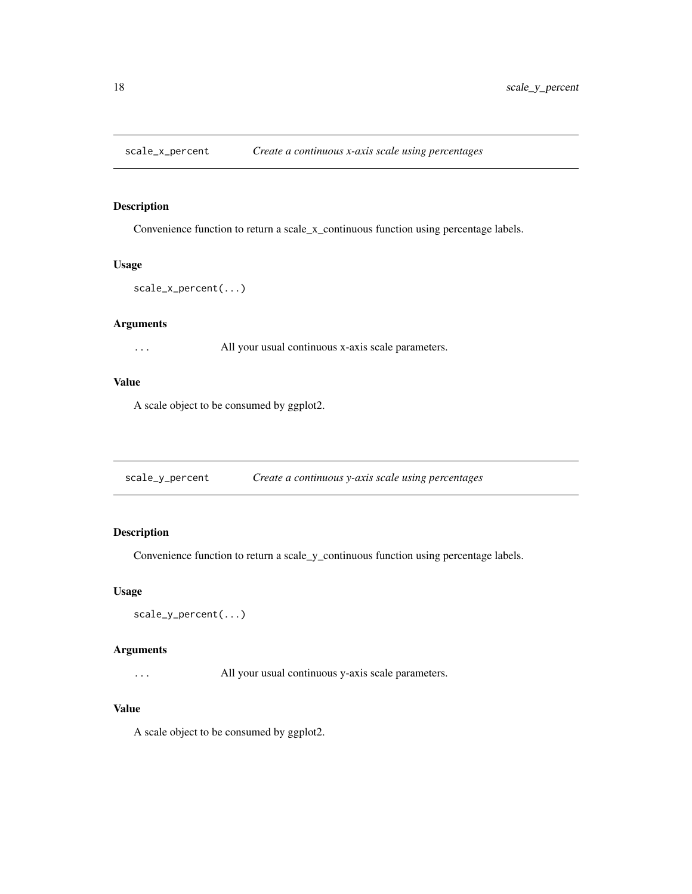## scale_x_percent — *Create a continuous x-axis scale using percentages*

### Description

Convenience function to return a scale_x_continuous function using percentage labels.

### Usage

```
scale_x_percent(...)
```

### Arguments

| | |
|---|---|
| ... | All your usual continuous x-axis scale parameters. |

### Value

A scale object to be consumed by ggplot2.

## scale_y_percent — *Create a continuous y-axis scale using percentages*

### Description

Convenience function to return a scale_y_continuous function using percentage labels.

### Usage

```
scale_y_percent(...)
```

### Arguments

| | |
|---|---|
| ... | All your usual continuous y-axis scale parameters. |

### Value

A scale object to be consumed by ggplot2.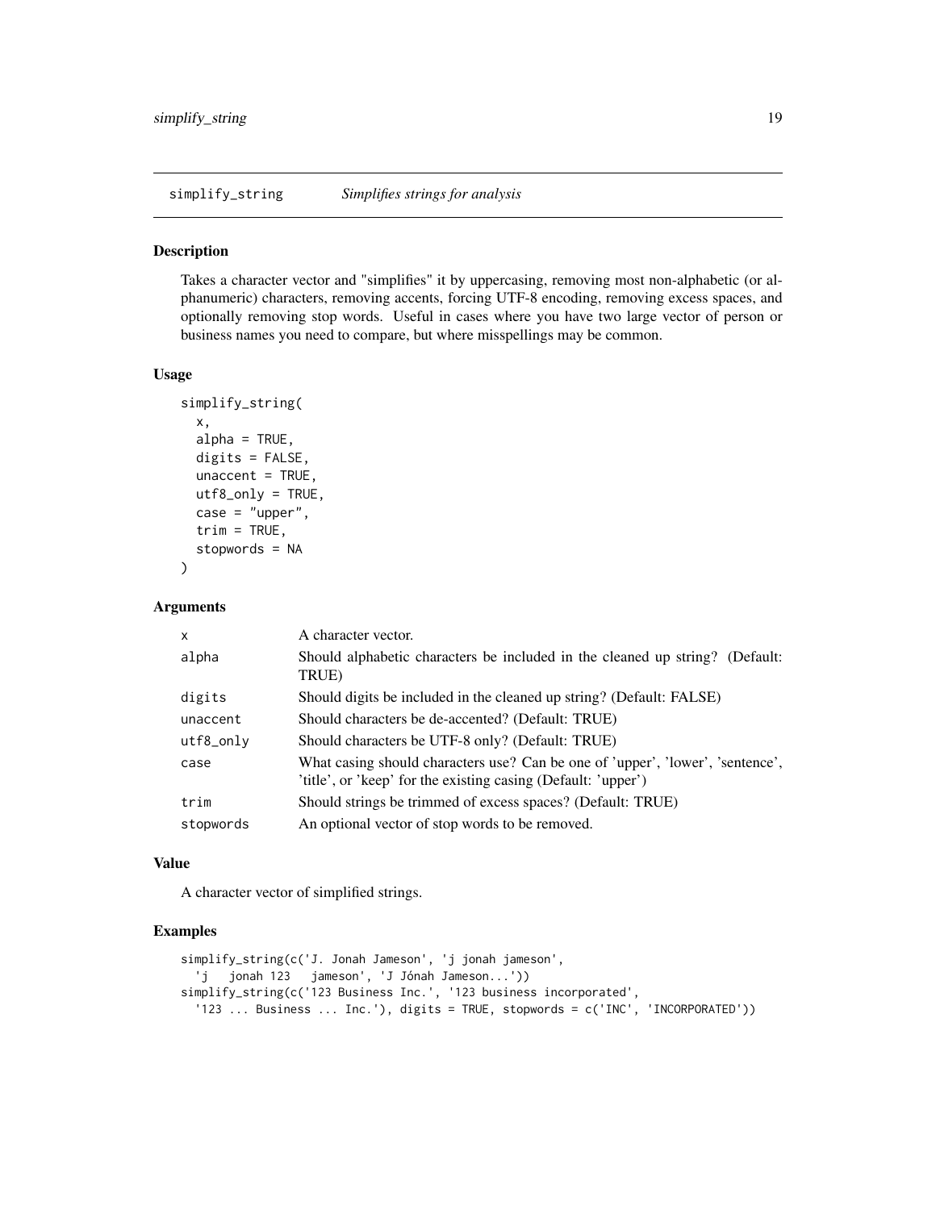## simplify_string — *Simplifies strings for analysis*

### Description

Takes a character vector and "simplifies" it by uppercasing, removing most non-alphabetic (or alphanumeric) characters, removing accents, forcing UTF-8 encoding, removing excess spaces, and optionally removing stop words. Useful in cases where you have two large vector of person or business names you need to compare, but where misspellings may be common.

### Usage

```
simplify_string(
  x,
  alpha = TRUE,
  digits = FALSE,
  unaccent = TRUE,
  utf8_only = TRUE,
  case = "upper",
  trim = TRUE,
  stopwords = NA
)
```

### Arguments

| | |
|---|---|
| x | A character vector. |
| alpha | Should alphabetic characters be included in the cleaned up string? (Default: TRUE) |
| digits | Should digits be included in the cleaned up string? (Default: FALSE) |
| unaccent | Should characters be de-accented? (Default: TRUE) |
| utf8_only | Should characters be UTF-8 only? (Default: TRUE) |
| case | What casing should characters use? Can be one of 'upper', 'lower', 'sentence', 'title', or 'keep' for the existing casing (Default: 'upper') |
| trim | Should strings be trimmed of excess spaces? (Default: TRUE) |
| stopwords | An optional vector of stop words to be removed. |

### Value

A character vector of simplified strings.

### Examples

```
simplify_string(c('J. Jonah Jameson', 'j jonah jameson',
  'j   jonah 123   jameson', 'J Jónah Jameson...'))
simplify_string(c('123 Business Inc.', '123 business incorporated',
  '123 ... Business ... Inc.'), digits = TRUE, stopwords = c('INC', 'INCORPORATED'))
```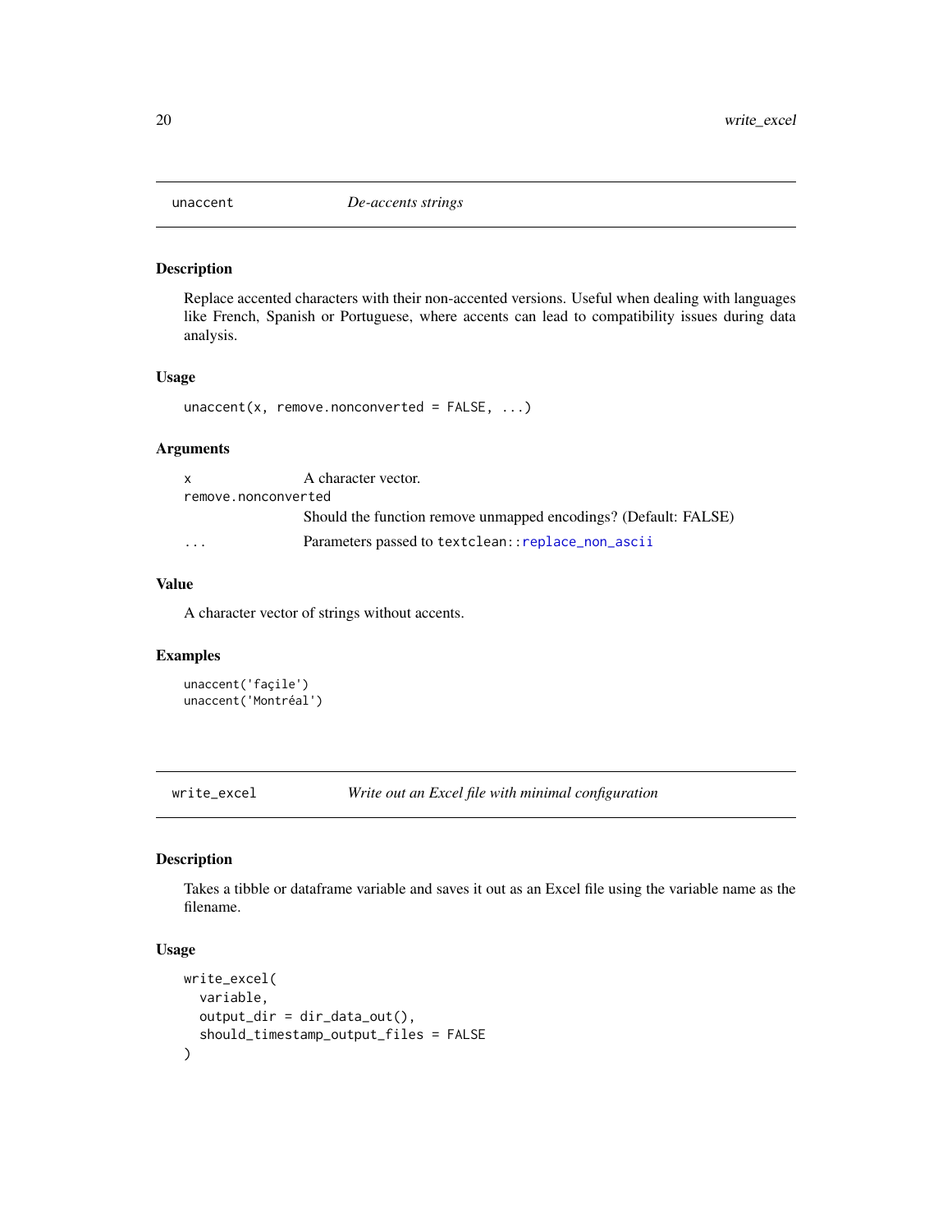## unaccent — *De-accents strings*

### Description

Replace accented characters with their non-accented versions. Useful when dealing with languages like French, Spanish or Portuguese, where accents can lead to compatibility issues during data analysis.

### Usage

```
unaccent(x, remove.nonconverted = FALSE, ...)
```

### Arguments

| Argument | Description |
| --- | --- |
| `x` | A character vector. |
| `remove.nonconverted` | Should the function remove unmapped encodings? (Default: FALSE) |
| `...` | Parameters passed to `textclean::replace_non_ascii` |

### Value

A character vector of strings without accents.

### Examples

```
unaccent('façile')
unaccent('Montréal')
```

## write_excel — *Write out an Excel file with minimal configuration*

### Description

Takes a tibble or dataframe variable and saves it out as an Excel file using the variable name as the filename.

### Usage

```
write_excel(
  variable,
  output_dir = dir_data_out(),
  should_timestamp_output_files = FALSE
)
```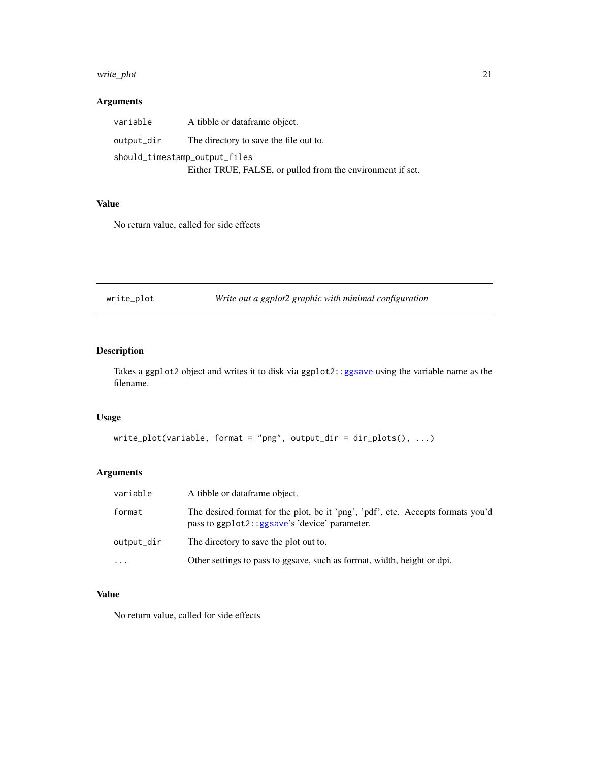## Arguments

| | |
|---|---|
| `variable` | A tibble or dataframe object. |
| `output_dir` | The directory to save the file out to. |
| `should_timestamp_output_files` | Either TRUE, FALSE, or pulled from the environment if set. |

## Value

No return value, called for side effects

---

# write_plot — *Write out a ggplot2 graphic with minimal configuration*

---

## Description

Takes a `ggplot2` object and writes it to disk via `ggplot2::ggsave` using the variable name as the filename.

## Usage

```
write_plot(variable, format = "png", output_dir = dir_plots(), ...)
```

## Arguments

| | |
|---|---|
| `variable` | A tibble or dataframe object. |
| `format` | The desired format for the plot, be it 'png', 'pdf', etc. Accepts formats you'd pass to `ggplot2::ggsave`'s 'device' parameter. |
| `output_dir` | The directory to save the plot out to. |
| `...` | Other settings to pass to ggsave, such as format, width, height or dpi. |

## Value

No return value, called for side effects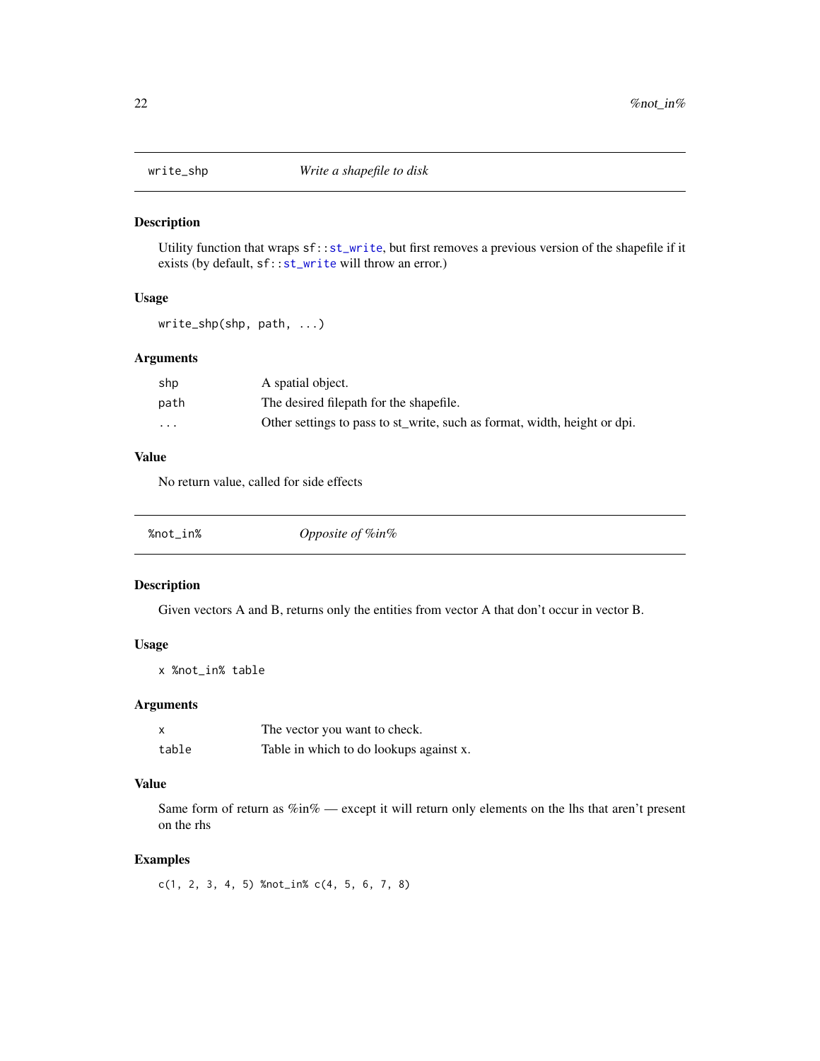## write_shp — *Write a shapefile to disk*

### Description

Utility function that wraps `sf::st_write`, but first removes a previous version of the shapefile if it exists (by default, `sf::st_write` will throw an error.)

### Usage

```
write_shp(shp, path, ...)
```

### Arguments

| | |
|---|---|
| `shp` | A spatial object. |
| `path` | The desired filepath for the shapefile. |
| `...` | Other settings to pass to st_write, such as format, width, height or dpi. |

### Value

No return value, called for side effects

## %not_in% — *Opposite of %in%*

### Description

Given vectors A and B, returns only the entities from vector A that don't occur in vector B.

### Usage

```
x %not_in% table
```

### Arguments

| | |
|---|---|
| `x` | The vector you want to check. |
| `table` | Table in which to do lookups against x. |

### Value

Same form of return as %in% — except it will return only elements on the lhs that aren't present on the rhs

### Examples

```
c(1, 2, 3, 4, 5) %not_in% c(4, 5, 6, 7, 8)
```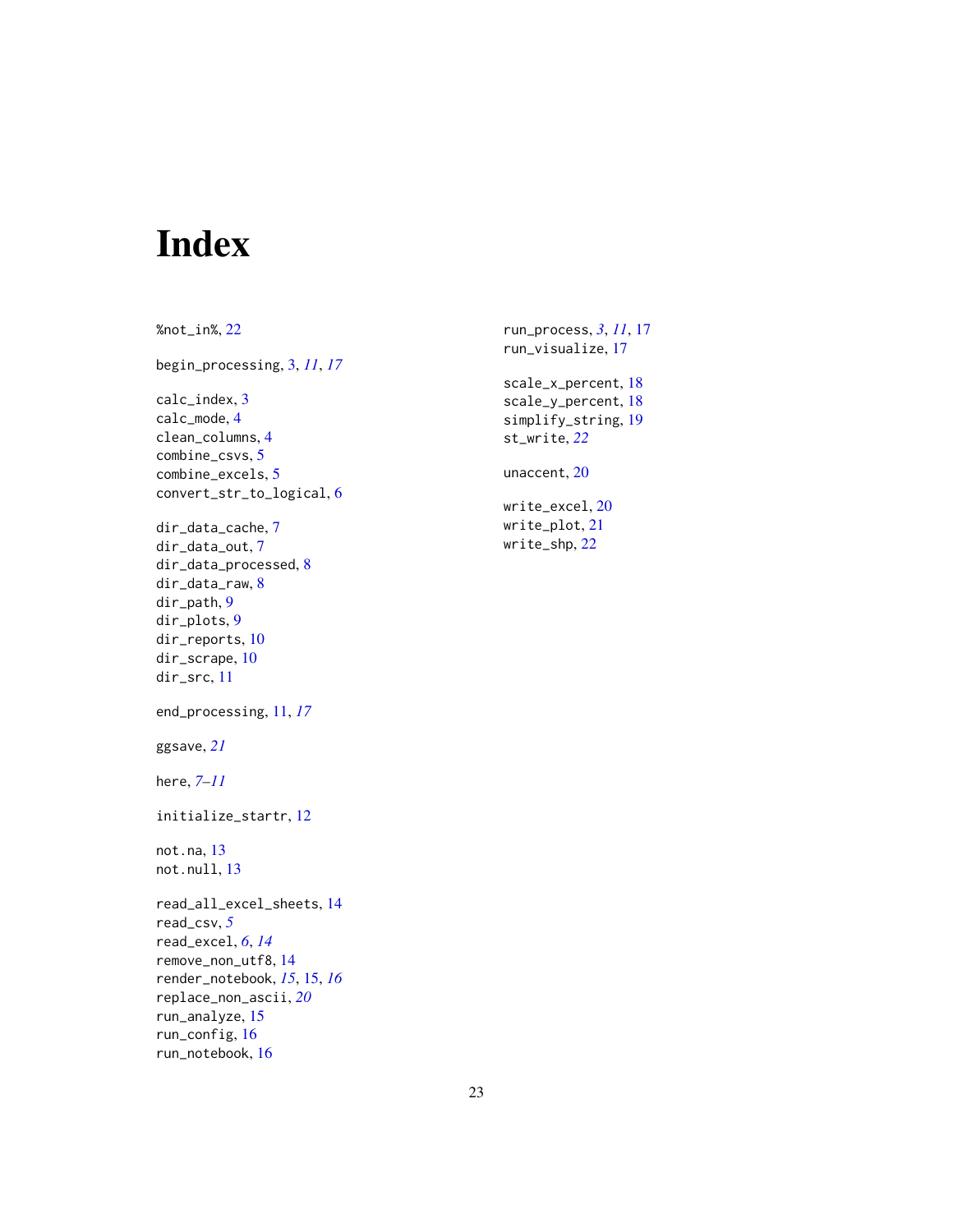# Index

%not_in%, 22

begin_processing, 3, *11*, *17*

calc_index, 3
calc_mode, 4
clean_columns, 4
combine_csvs, 5
combine_excels, 5
convert_str_to_logical, 6

dir_data_cache, 7
dir_data_out, 7
dir_data_processed, 8
dir_data_raw, 8
dir_path, 9
dir_plots, 9
dir_reports, 10
dir_scrape, 10
dir_src, 11

end_processing, 11, *17*

ggsave, *21*

here, *7–11*

initialize_startr, 12

not.na, 13
not.null, 13

read_all_excel_sheets, 14
read_csv, *5*
read_excel, *6*, *14*
remove_non_utf8, 14
render_notebook, *15*, 15, *16*
replace_non_ascii, *20*
run_analyze, 15
run_config, 16
run_notebook, 16
run_process, *3*, *11*, 17
run_visualize, 17

scale_x_percent, 18
scale_y_percent, 18
simplify_string, 19
st_write, *22*

unaccent, 20

write_excel, 20
write_plot, 21
write_shp, 22